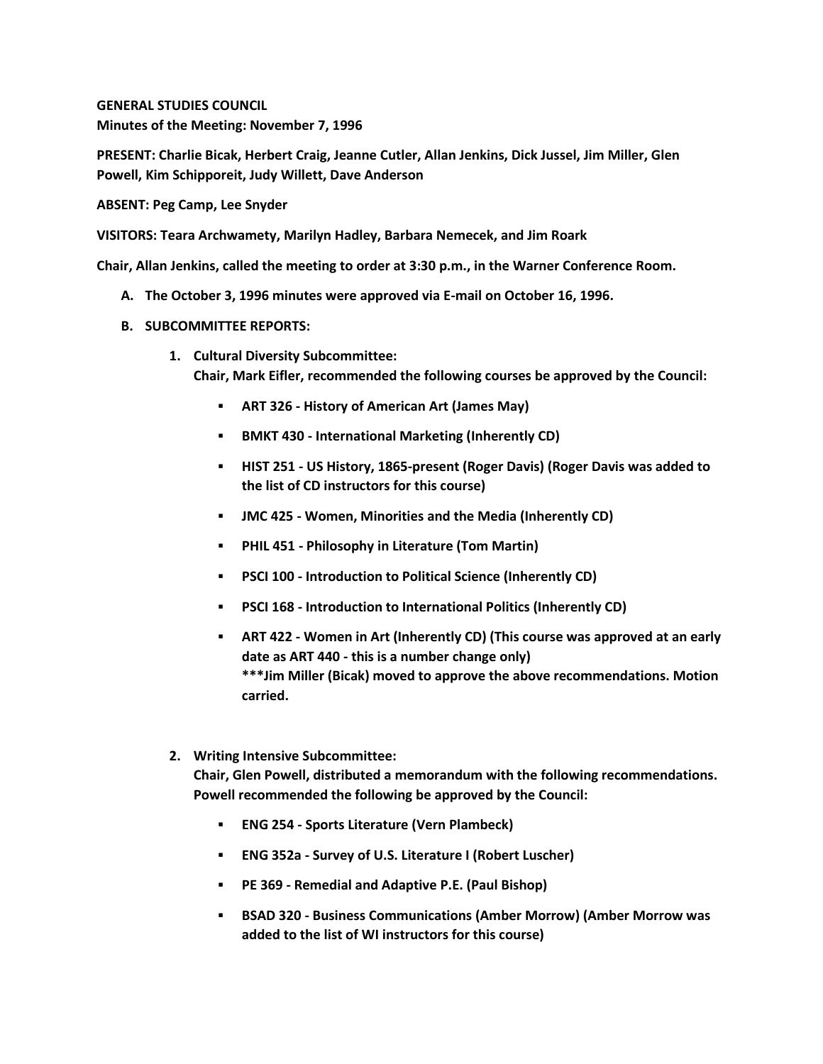**GENERAL STUDIES COUNCIL**
**Minutes of the Meeting: November 7, 1996**

**PRESENT: Charlie Bicak, Herbert Craig, Jeanne Cutler, Allan Jenkins, Dick Jussel, Jim Miller, Glen Powell, Kim Schipporeit, Judy Willett, Dave Anderson**

**ABSENT: Peg Camp, Lee Snyder**

**VISITORS: Teara Archwamety, Marilyn Hadley, Barbara Nemecek, and Jim Roark**

**Chair, Allan Jenkins, called the meeting to order at 3:30 p.m., in the Warner Conference Room.**

**A. The October 3, 1996 minutes were approved via E-mail on October 16, 1996.**

**B. SUBCOMMITTEE REPORTS:**

1. **Cultural Diversity Subcommittee:**
   **Chair, Mark Eifler, recommended the following courses be approved by the Council:**

   - **ART 326 - History of American Art (James May)**
   - **BMKT 430 - International Marketing (Inherently CD)**
   - **HIST 251 - US History, 1865-present (Roger Davis) (Roger Davis was added to the list of CD instructors for this course)**
   - **JMC 425 - Women, Minorities and the Media (Inherently CD)**
   - **PHIL 451 - Philosophy in Literature (Tom Martin)**
   - **PSCI 100 - Introduction to Political Science (Inherently CD)**
   - **PSCI 168 - Introduction to International Politics (Inherently CD)**
   - **ART 422 - Women in Art (Inherently CD) (This course was approved at an early date as ART 440 - this is a number change only)**
     **\*\*\*Jim Miller (Bicak) moved to approve the above recommendations. Motion carried.**

2. **Writing Intensive Subcommittee:**
   **Chair, Glen Powell, distributed a memorandum with the following recommendations. Powell recommended the following be approved by the Council:**

   - **ENG 254 - Sports Literature (Vern Plambeck)**
   - **ENG 352a - Survey of U.S. Literature I (Robert Luscher)**
   - **PE 369 - Remedial and Adaptive P.E. (Paul Bishop)**
   - **BSAD 320 - Business Communications (Amber Morrow) (Amber Morrow was added to the list of WI instructors for this course)**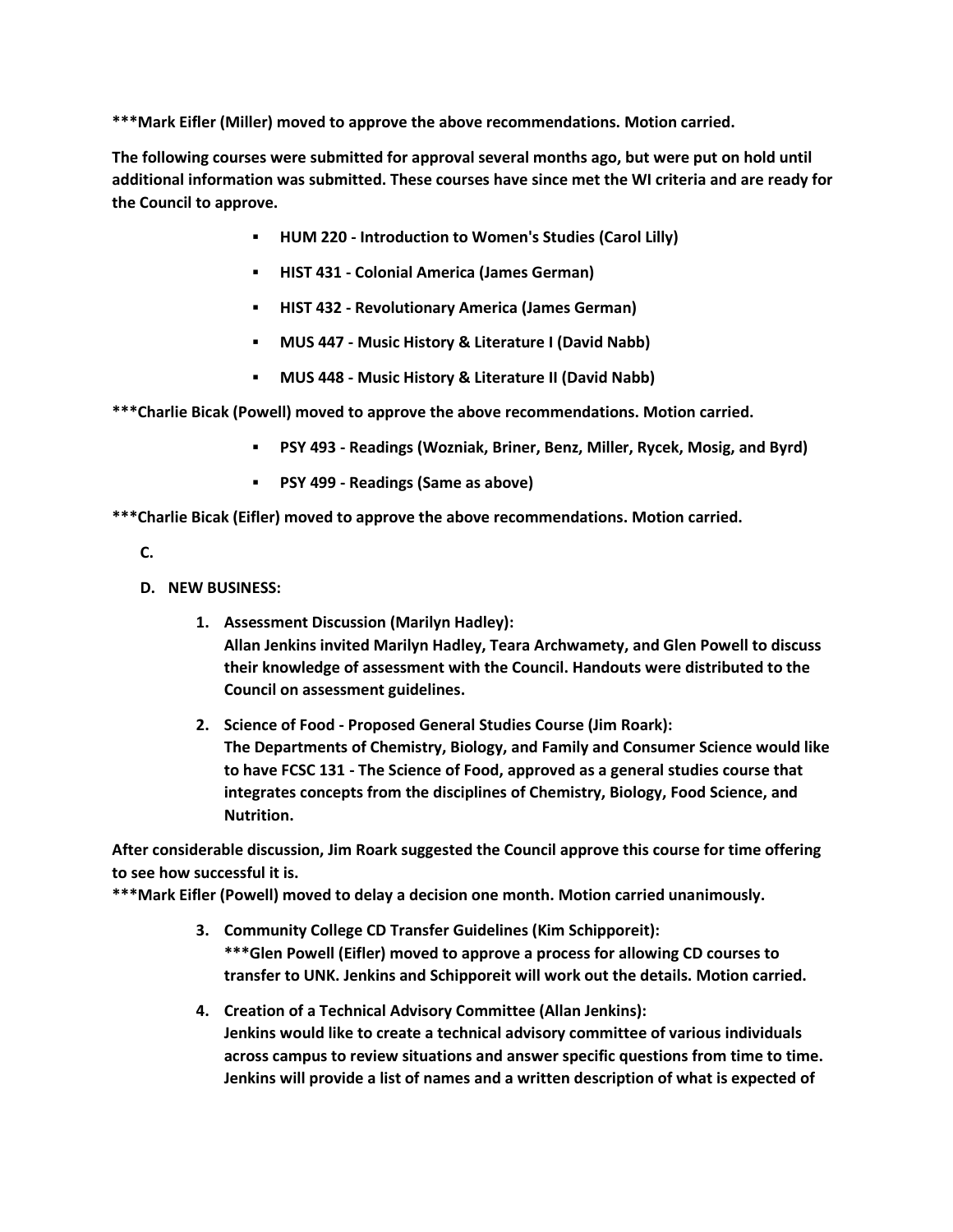**\*\*\*Mark Eifler (Miller) moved to approve the above recommendations. Motion carried.**

**The following courses were submitted for approval several months ago, but were put on hold until additional information was submitted. These courses have since met the WI criteria and are ready for the Council to approve.**

- **HUM 220 - Introduction to Women's Studies (Carol Lilly)**
- **HIST 431 - Colonial America (James German)**
- **HIST 432 - Revolutionary America (James German)**
- **MUS 447 - Music History & Literature I (David Nabb)**
- **MUS 448 - Music History & Literature II (David Nabb)**

**\*\*\*Charlie Bicak (Powell) moved to approve the above recommendations. Motion carried.**

- **PSY 493 - Readings (Wozniak, Briner, Benz, Miller, Rycek, Mosig, and Byrd)**
- **PSY 499 - Readings (Same as above)**

**\*\*\*Charlie Bicak (Eifler) moved to approve the above recommendations. Motion carried.**

**C.**

**D. NEW BUSINESS:**

1. **Assessment Discussion (Marilyn Hadley):**
   **Allan Jenkins invited Marilyn Hadley, Teara Archwamety, and Glen Powell to discuss their knowledge of assessment with the Council. Handouts were distributed to the Council on assessment guidelines.**

2. **Science of Food - Proposed General Studies Course (Jim Roark):**
   **The Departments of Chemistry, Biology, and Family and Consumer Science would like to have FCSC 131 - The Science of Food, approved as a general studies course that integrates concepts from the disciplines of Chemistry, Biology, Food Science, and Nutrition.**

**After considerable discussion, Jim Roark suggested the Council approve this course for time offering to see how successful it is.**
**\*\*\*Mark Eifler (Powell) moved to delay a decision one month. Motion carried unanimously.**

3. **Community College CD Transfer Guidelines (Kim Schipporeit):**
   **\*\*\*Glen Powell (Eifler) moved to approve a process for allowing CD courses to transfer to UNK. Jenkins and Schipporeit will work out the details. Motion carried.**

4. **Creation of a Technical Advisory Committee (Allan Jenkins):**
   **Jenkins would like to create a technical advisory committee of various individuals across campus to review situations and answer specific questions from time to time. Jenkins will provide a list of names and a written description of what is expected of**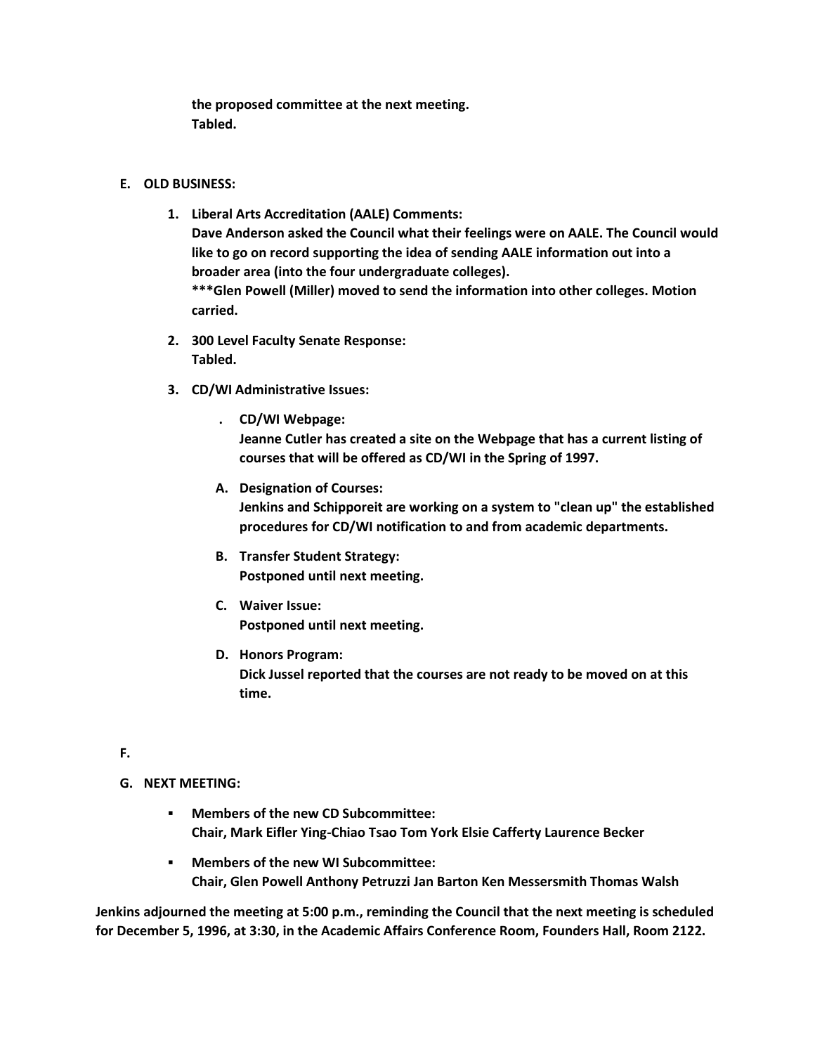**the proposed committee at the next meeting.**
**Tabled.**

**E. OLD BUSINESS:**

1. **Liberal Arts Accreditation (AALE) Comments:**
   **Dave Anderson asked the Council what their feelings were on AALE. The Council would like to go on record supporting the idea of sending AALE information out into a broader area (into the four undergraduate colleges).**
   **\*\*\*Glen Powell (Miller) moved to send the information into other colleges. Motion carried.**

2. **300 Level Faculty Senate Response:**
   **Tabled.**

3. **CD/WI Administrative Issues:**

   . **CD/WI Webpage:**
   **Jeanne Cutler has created a site on the Webpage that has a current listing of courses that will be offered as CD/WI in the Spring of 1997.**

   A. **Designation of Courses:**
   **Jenkins and Schipporeit are working on a system to "clean up" the established procedures for CD/WI notification to and from academic departments.**

   B. **Transfer Student Strategy:**
   **Postponed until next meeting.**

   C. **Waiver Issue:**
   **Postponed until next meeting.**

   D. **Honors Program:**
   **Dick Jussel reported that the courses are not ready to be moved on at this time.**

**F.**

**G. NEXT MEETING:**

- **Members of the new CD Subcommittee:**
  **Chair, Mark Eifler Ying-Chiao Tsao Tom York Elsie Cafferty Laurence Becker**
- **Members of the new WI Subcommittee:**
  **Chair, Glen Powell Anthony Petruzzi Jan Barton Ken Messersmith Thomas Walsh**

**Jenkins adjourned the meeting at 5:00 p.m., reminding the Council that the next meeting is scheduled for December 5, 1996, at 3:30, in the Academic Affairs Conference Room, Founders Hall, Room 2122.**